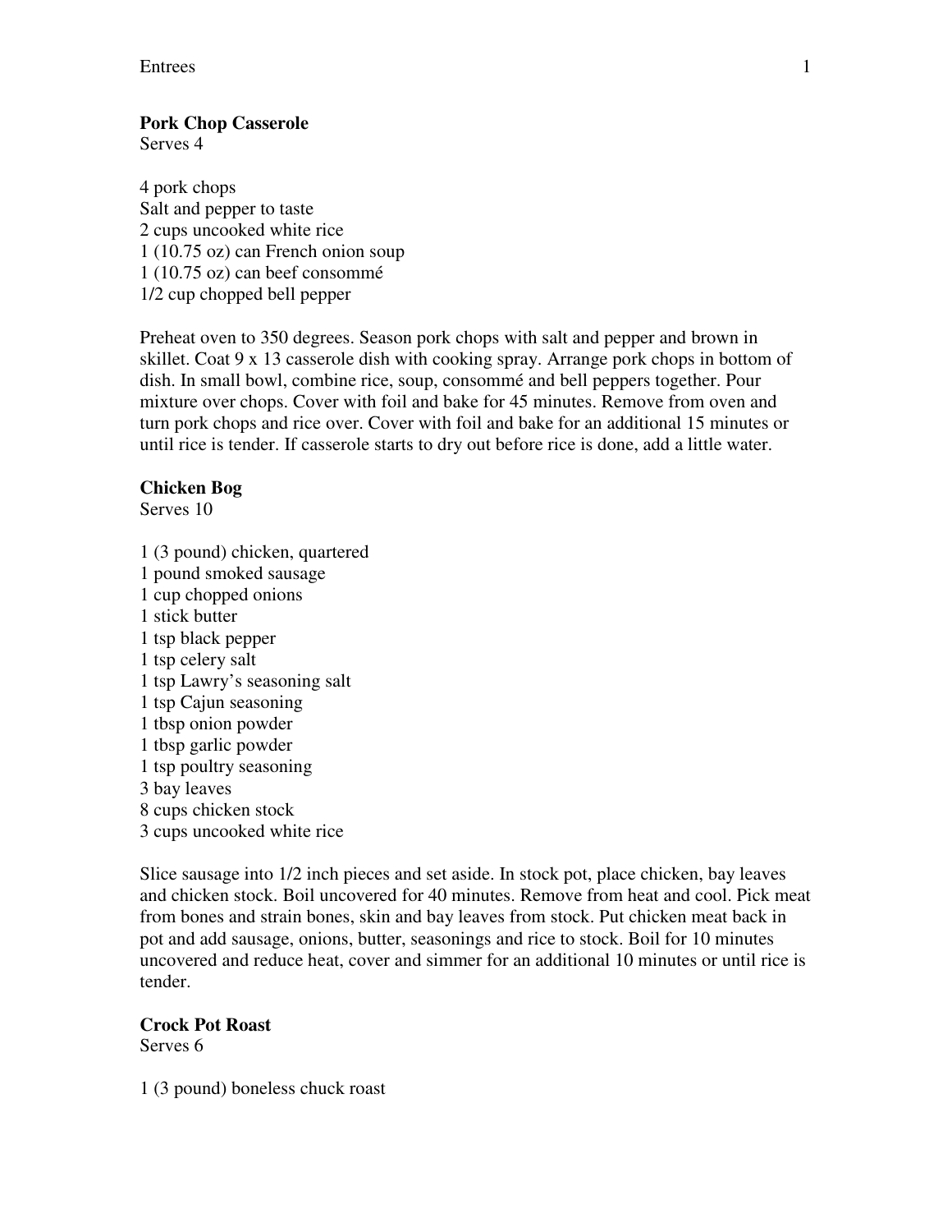**Pork Chop Casserole**
Serves 4

4 pork chops
Salt and pepper to taste
2 cups uncooked white rice
1 (10.75 oz) can French onion soup
1 (10.75 oz) can beef consommé
1/2 cup chopped bell pepper

Preheat oven to 350 degrees. Season pork chops with salt and pepper and brown in skillet. Coat 9 x 13 casserole dish with cooking spray. Arrange pork chops in bottom of dish. In small bowl, combine rice, soup, consommé and bell peppers together. Pour mixture over chops. Cover with foil and bake for 45 minutes. Remove from oven and turn pork chops and rice over. Cover with foil and bake for an additional 15 minutes or until rice is tender. If casserole starts to dry out before rice is done, add a little water.

**Chicken Bog**
Serves 10

1 (3 pound) chicken, quartered
1 pound smoked sausage
1 cup chopped onions
1 stick butter
1 tsp black pepper
1 tsp celery salt
1 tsp Lawry's seasoning salt
1 tsp Cajun seasoning
1 tbsp onion powder
1 tbsp garlic powder
1 tsp poultry seasoning
3 bay leaves
8 cups chicken stock
3 cups uncooked white rice

Slice sausage into 1/2 inch pieces and set aside. In stock pot, place chicken, bay leaves and chicken stock. Boil uncovered for 40 minutes. Remove from heat and cool. Pick meat from bones and strain bones, skin and bay leaves from stock. Put chicken meat back in pot and add sausage, onions, butter, seasonings and rice to stock. Boil for 10 minutes uncovered and reduce heat, cover and simmer for an additional 10 minutes or until rice is tender.

**Crock Pot Roast**
Serves 6

1 (3 pound) boneless chuck roast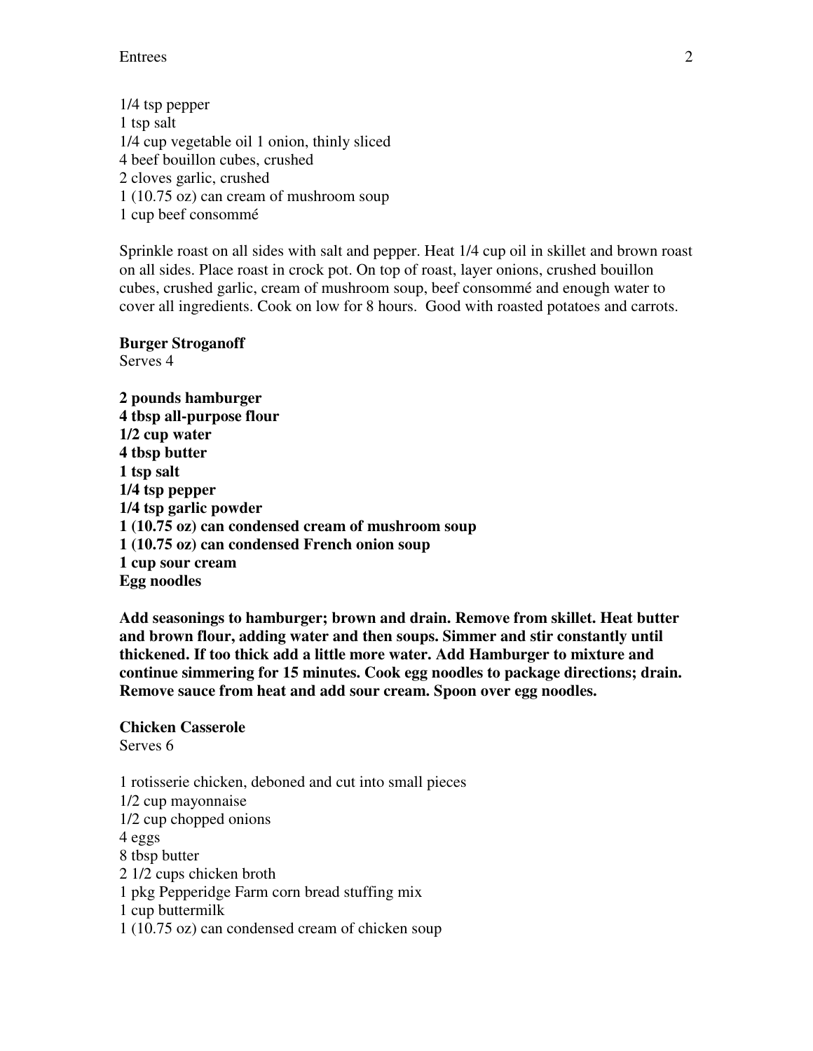1/4 tsp pepper
1 tsp salt
1/4 cup vegetable oil 1 onion, thinly sliced
4 beef bouillon cubes, crushed
2 cloves garlic, crushed
1 (10.75 oz) can cream of mushroom soup
1 cup beef consommé

Sprinkle roast on all sides with salt and pepper. Heat 1/4 cup oil in skillet and brown roast on all sides. Place roast in crock pot. On top of roast, layer onions, crushed bouillon cubes, crushed garlic, cream of mushroom soup, beef consommé and enough water to cover all ingredients. Cook on low for 8 hours. Good with roasted potatoes and carrots.

**Burger Stroganoff**
Serves 4

**2 pounds hamburger**
**4 tbsp all-purpose flour**
**1/2 cup water**
**4 tbsp butter**
**1 tsp salt**
**1/4 tsp pepper**
**1/4 tsp garlic powder**
**1 (10.75 oz) can condensed cream of mushroom soup**
**1 (10.75 oz) can condensed French onion soup**
**1 cup sour cream**
**Egg noodles**

**Add seasonings to hamburger; brown and drain. Remove from skillet. Heat butter and brown flour, adding water and then soups. Simmer and stir constantly until thickened. If too thick add a little more water. Add Hamburger to mixture and continue simmering for 15 minutes. Cook egg noodles to package directions; drain. Remove sauce from heat and add sour cream. Spoon over egg noodles.**

**Chicken Casserole**
Serves 6

1 rotisserie chicken, deboned and cut into small pieces
1/2 cup mayonnaise
1/2 cup chopped onions
4 eggs
8 tbsp butter
2 1/2 cups chicken broth
1 pkg Pepperidge Farm corn bread stuffing mix
1 cup buttermilk
1 (10.75 oz) can condensed cream of chicken soup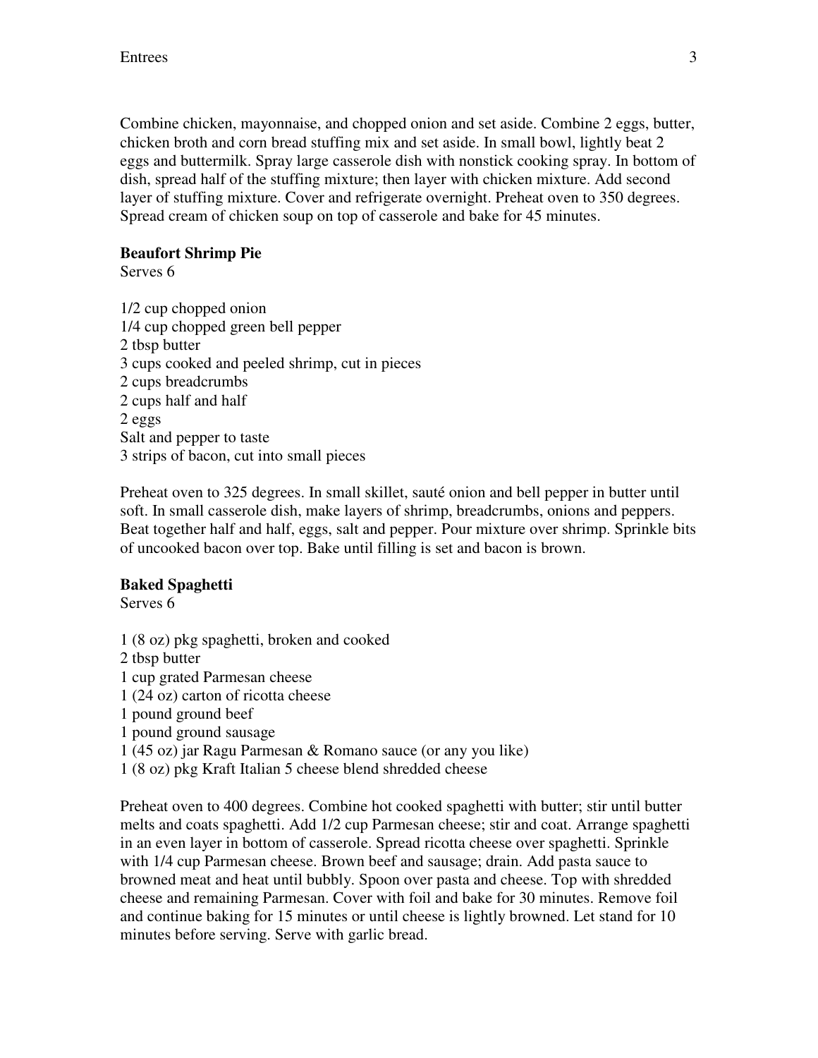Combine chicken, mayonnaise, and chopped onion and set aside. Combine 2 eggs, butter, chicken broth and corn bread stuffing mix and set aside. In small bowl, lightly beat 2 eggs and buttermilk. Spray large casserole dish with nonstick cooking spray. In bottom of dish, spread half of the stuffing mixture; then layer with chicken mixture. Add second layer of stuffing mixture. Cover and refrigerate overnight. Preheat oven to 350 degrees. Spread cream of chicken soup on top of casserole and bake for 45 minutes.

**Beaufort Shrimp Pie**
Serves 6

1/2 cup chopped onion
1/4 cup chopped green bell pepper
2 tbsp butter
3 cups cooked and peeled shrimp, cut in pieces
2 cups breadcrumbs
2 cups half and half
2 eggs
Salt and pepper to taste
3 strips of bacon, cut into small pieces

Preheat oven to 325 degrees. In small skillet, sauté onion and bell pepper in butter until soft. In small casserole dish, make layers of shrimp, breadcrumbs, onions and peppers. Beat together half and half, eggs, salt and pepper. Pour mixture over shrimp. Sprinkle bits of uncooked bacon over top. Bake until filling is set and bacon is brown.

**Baked Spaghetti**
Serves 6

1 (8 oz) pkg spaghetti, broken and cooked
2 tbsp butter
1 cup grated Parmesan cheese
1 (24 oz) carton of ricotta cheese
1 pound ground beef
1 pound ground sausage
1 (45 oz) jar Ragu Parmesan & Romano sauce (or any you like)
1 (8 oz) pkg Kraft Italian 5 cheese blend shredded cheese

Preheat oven to 400 degrees. Combine hot cooked spaghetti with butter; stir until butter melts and coats spaghetti. Add 1/2 cup Parmesan cheese; stir and coat. Arrange spaghetti in an even layer in bottom of casserole. Spread ricotta cheese over spaghetti. Sprinkle with 1/4 cup Parmesan cheese. Brown beef and sausage; drain. Add pasta sauce to browned meat and heat until bubbly. Spoon over pasta and cheese. Top with shredded cheese and remaining Parmesan. Cover with foil and bake for 30 minutes. Remove foil and continue baking for 15 minutes or until cheese is lightly browned. Let stand for 10 minutes before serving. Serve with garlic bread.